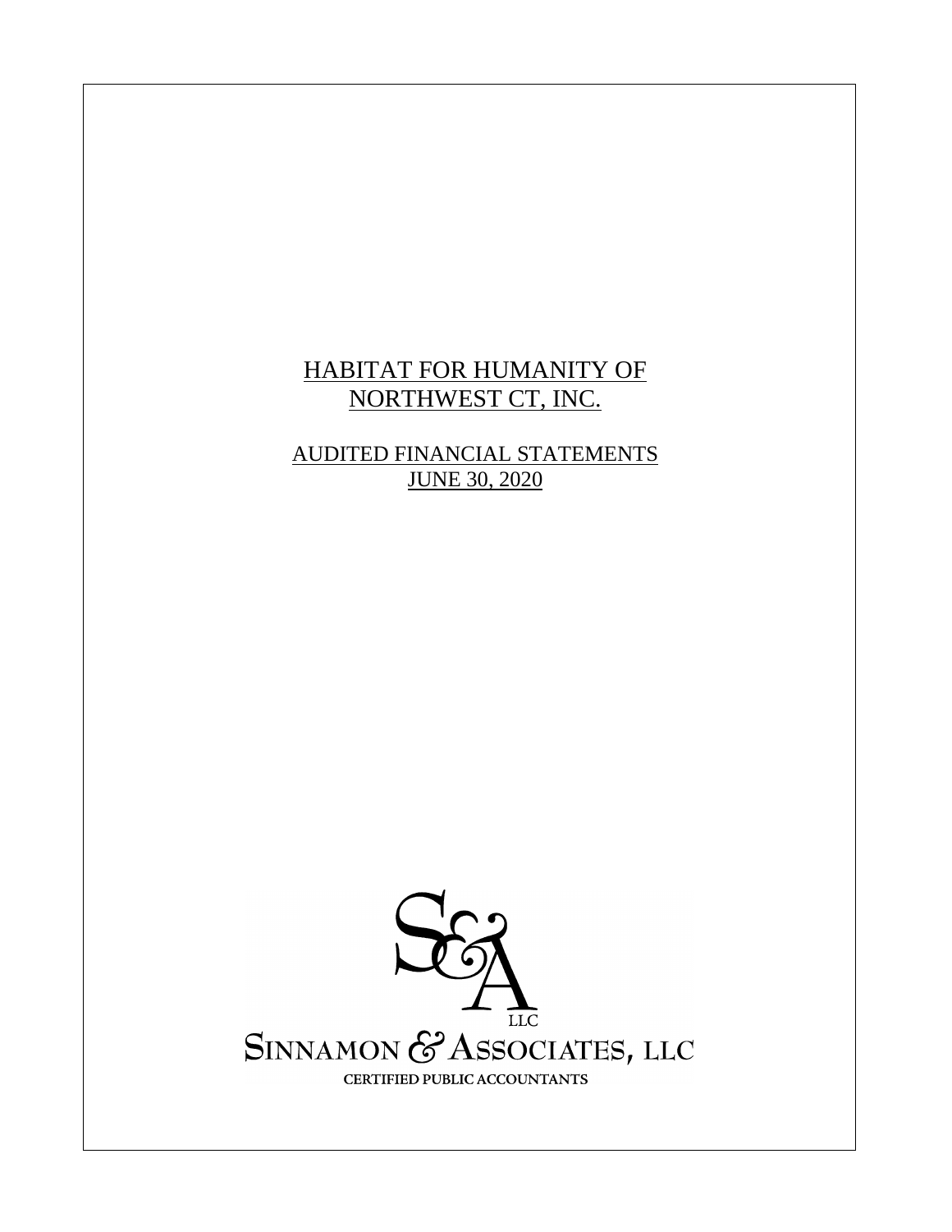# HABITAT FOR HUMANITY OF NORTHWEST CT, INC.

## AUDITED FINANCIAL STATEMENTS JUNE 30, 2020

SINNAMON & ASSOCIATES, LLC

CERTIFIED PUBLIC ACCOUNTANTS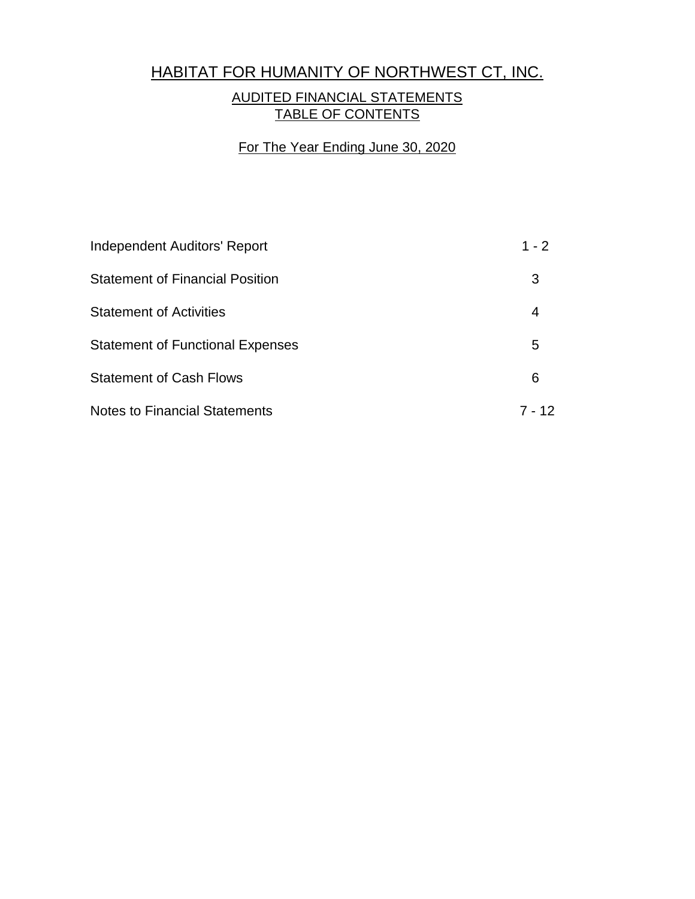# HABITAT FOR HUMANITY OF NORTHWEST CT, INC.

## AUDITED FINANCIAL STATEMENTS
## TABLE OF CONTENTS

For The Year Ending June 30, 2020

| | |
|---|---|
| Independent Auditors' Report | 1 - 2 |
| Statement of Financial Position | 3 |
| Statement of Activities | 4 |
| Statement of Functional Expenses | 5 |
| Statement of Cash Flows | 6 |
| Notes to Financial Statements | 7 - 12 |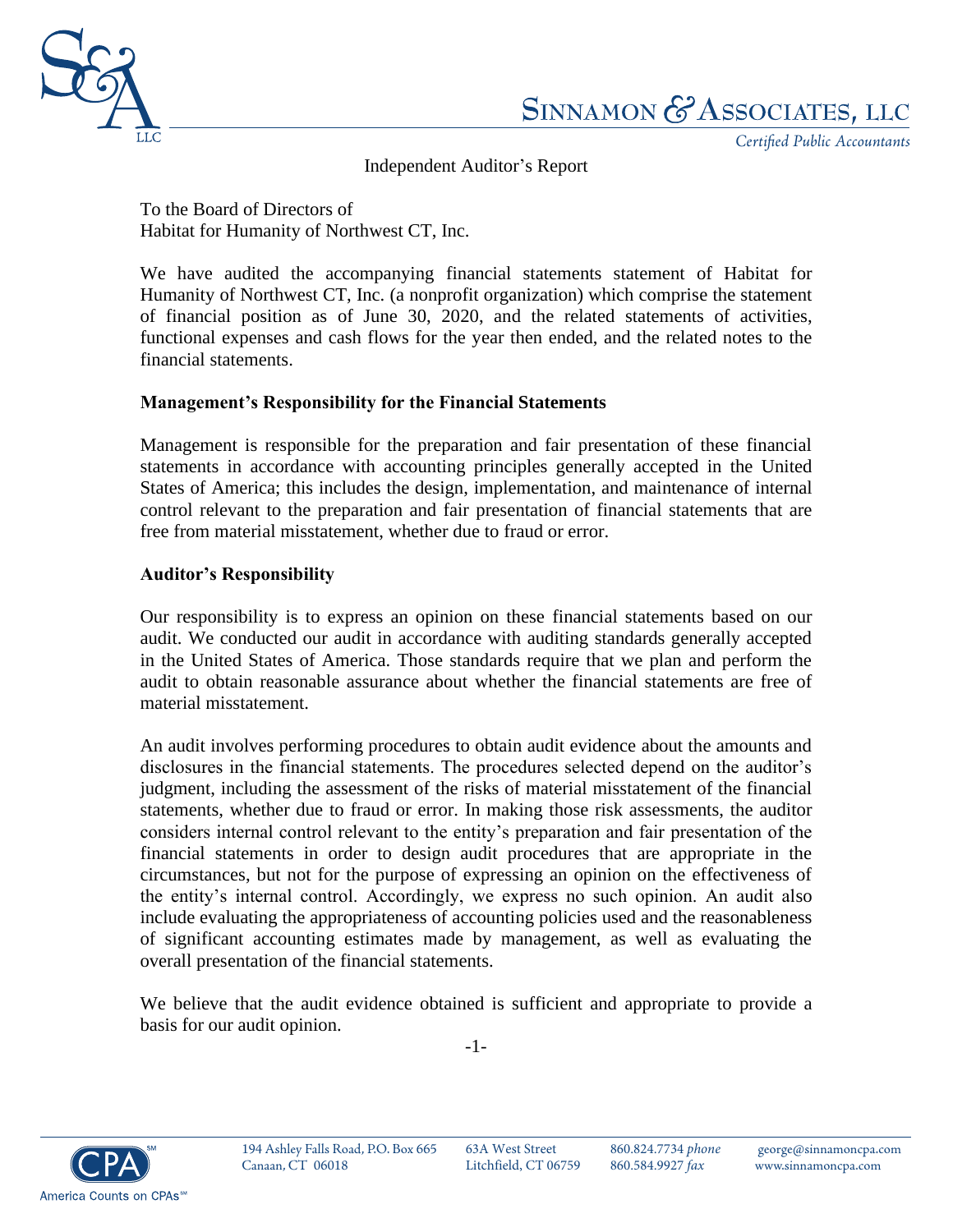Independent Auditor's Report

To the Board of Directors of
Habitat for Humanity of Northwest CT, Inc.

We have audited the accompanying financial statements statement of Habitat for Humanity of Northwest CT, Inc. (a nonprofit organization) which comprise the statement of financial position as of June 30, 2020, and the related statements of activities, functional expenses and cash flows for the year then ended, and the related notes to the financial statements.

**Management's Responsibility for the Financial Statements**

Management is responsible for the preparation and fair presentation of these financial statements in accordance with accounting principles generally accepted in the United States of America; this includes the design, implementation, and maintenance of internal control relevant to the preparation and fair presentation of financial statements that are free from material misstatement, whether due to fraud or error.

**Auditor's Responsibility**

Our responsibility is to express an opinion on these financial statements based on our audit. We conducted our audit in accordance with auditing standards generally accepted in the United States of America. Those standards require that we plan and perform the audit to obtain reasonable assurance about whether the financial statements are free of material misstatement.

An audit involves performing procedures to obtain audit evidence about the amounts and disclosures in the financial statements. The procedures selected depend on the auditor's judgment, including the assessment of the risks of material misstatement of the financial statements, whether due to fraud or error. In making those risk assessments, the auditor considers internal control relevant to the entity's preparation and fair presentation of the financial statements in order to design audit procedures that are appropriate in the circumstances, but not for the purpose of expressing an opinion on the effectiveness of the entity's internal control. Accordingly, we express no such opinion. An audit also include evaluating the appropriateness of accounting policies used and the reasonableness of significant accounting estimates made by management, as well as evaluating the overall presentation of the financial statements.

We believe that the audit evidence obtained is sufficient and appropriate to provide a basis for our audit opinion.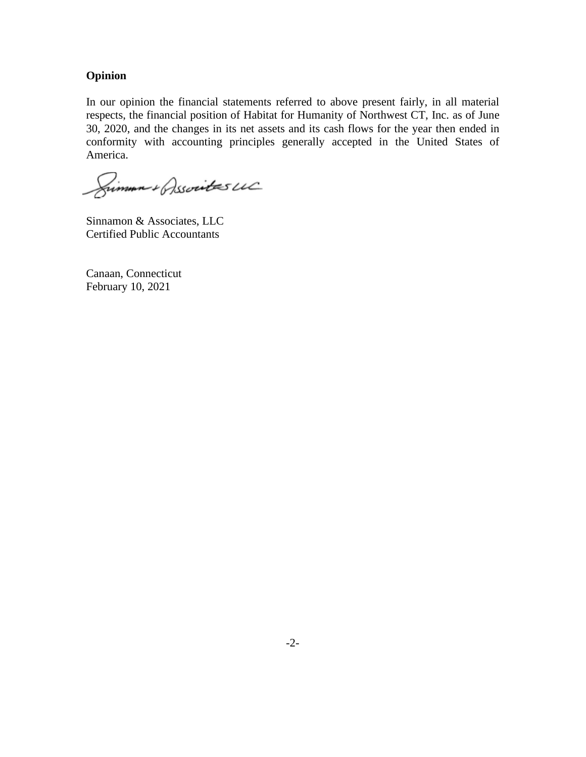**Opinion**

In our opinion the financial statements referred to above present fairly, in all material respects, the financial position of Habitat for Humanity of Northwest CT, Inc. as of June 30, 2020, and the changes in its net assets and its cash flows for the year then ended in conformity with accounting principles generally accepted in the United States of America.

Sinnamon & Associates, LLC
Certified Public Accountants

Canaan, Connecticut
February 10, 2021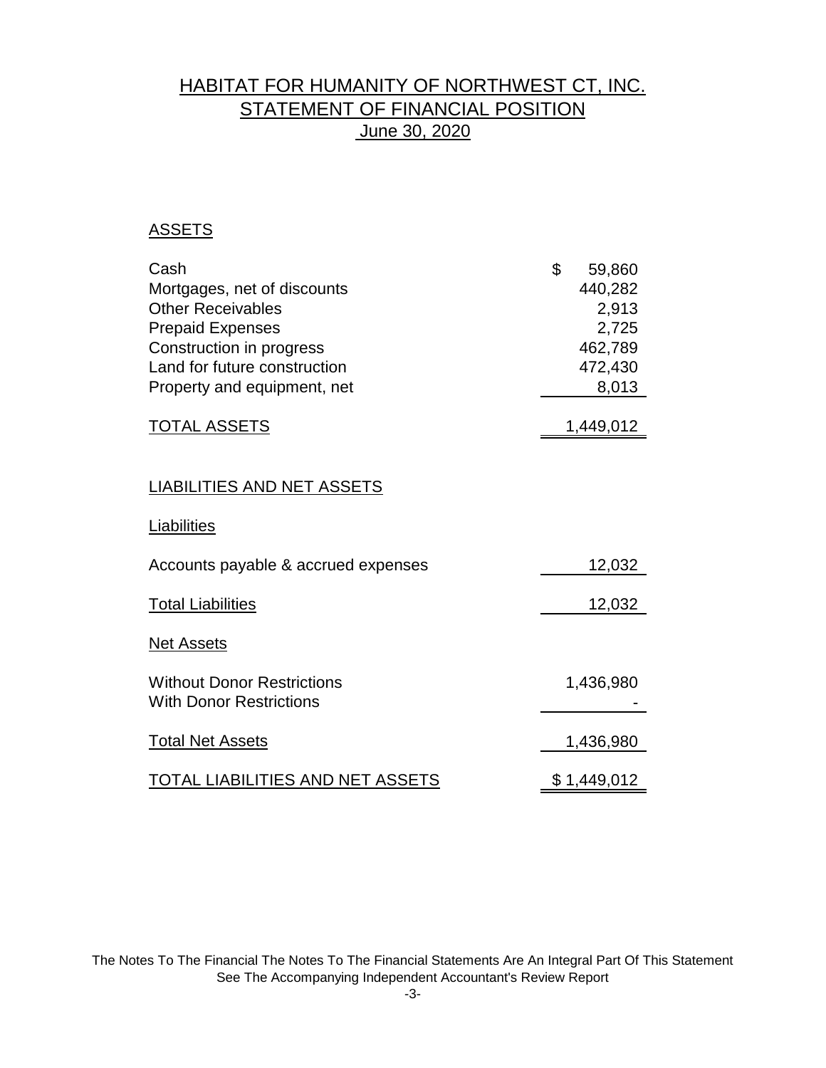# HABITAT FOR HUMANITY OF NORTHWEST CT, INC.
## STATEMENT OF FINANCIAL POSITION
### June 30, 2020

**ASSETS**

| | |
|---|---|
| Cash | $ 59,860 |
| Mortgages, net of discounts | 440,282 |
| Other Receivables | 2,913 |
| Prepaid Expenses | 2,725 |
| Construction in progress | 462,789 |
| Land for future construction | 472,430 |
| Property and equipment, net | 8,013 |
| TOTAL ASSETS | 1,449,012 |

**LIABILITIES AND NET ASSETS**

| | |
|---|---|
| **Liabilities** | |
| Accounts payable & accrued expenses | 12,032 |
| Total Liabilities | 12,032 |
| **Net Assets** | |
| Without Donor Restrictions | 1,436,980 |
| With Donor Restrictions | - |
| Total Net Assets | 1,436,980 |
| TOTAL LIABILITIES AND NET ASSETS | $ 1,449,012 |

The Notes To The Financial The Notes To The Financial Statements Are An Integral Part Of This Statement
See The Accompanying Independent Accountant's Review Report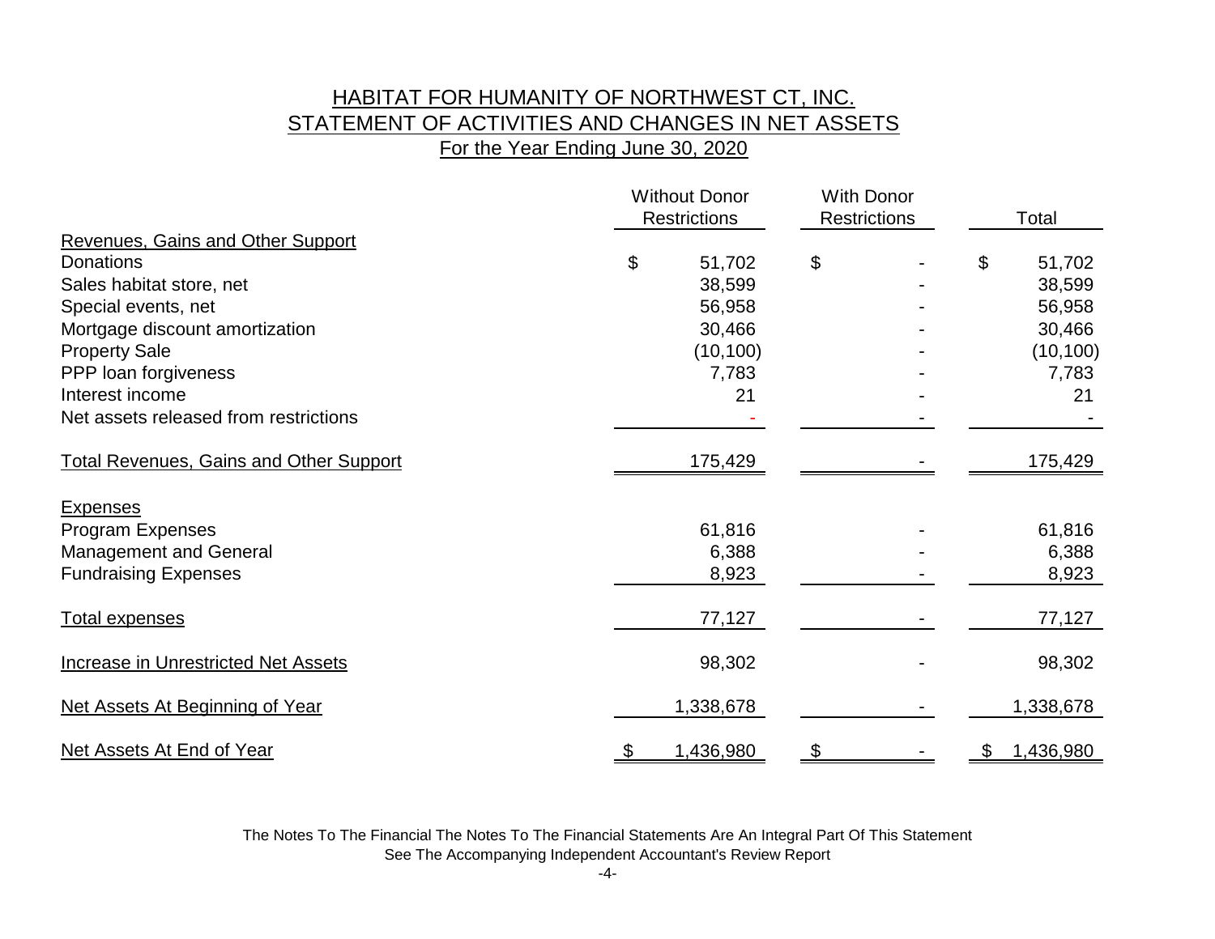# HABITAT FOR HUMANITY OF NORTHWEST CT, INC.
## STATEMENT OF ACTIVITIES AND CHANGES IN NET ASSETS
### For the Year Ending June 30, 2020

| | Without Donor Restrictions | With Donor Restrictions | Total |
|---|---|---|---|
| **Revenues, Gains and Other Support** | | | |
| Donations | $ 51,702 | $ - | $ 51,702 |
| Sales habitat store, net | 38,599 | - | 38,599 |
| Special events, net | 56,958 | - | 56,958 |
| Mortgage discount amortization | 30,466 | - | 30,466 |
| Property Sale | (10,100) | - | (10,100) |
| PPP loan forgiveness | 7,783 | - | 7,783 |
| Interest income | 21 | - | 21 |
| Net assets released from restrictions | - | - | - |
| **Total Revenues, Gains and Other Support** | 175,429 | - | 175,429 |
| **Expenses** | | | |
| Program Expenses | 61,816 | - | 61,816 |
| Management and General | 6,388 | - | 6,388 |
| Fundraising Expenses | 8,923 | - | 8,923 |
| **Total expenses** | 77,127 | - | 77,127 |
| **Increase in Unrestricted Net Assets** | 98,302 | - | 98,302 |
| **Net Assets At Beginning of Year** | 1,338,678 | - | 1,338,678 |
| **Net Assets At End of Year** | $ 1,436,980 | $ - | $ 1,436,980 |

The Notes To The Financial The Notes To The Financial Statements Are An Integral Part Of This Statement
See The Accompanying Independent Accountant's Review Report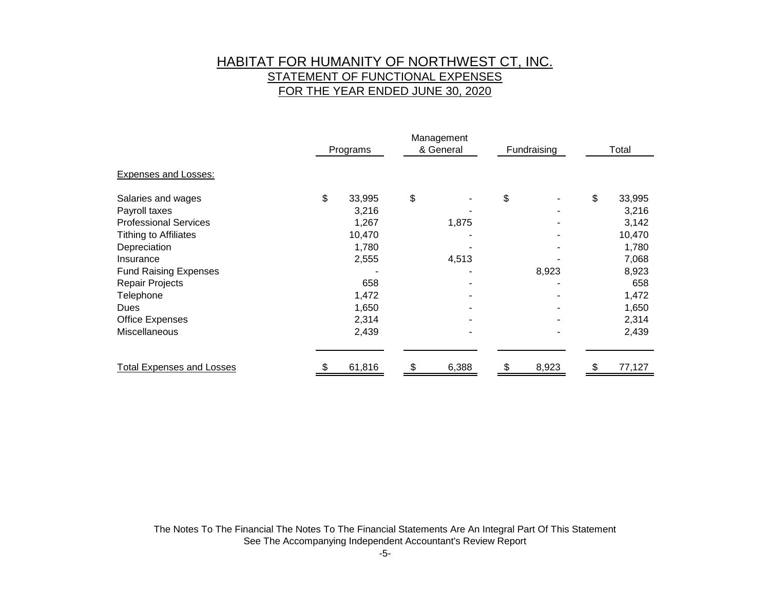# HABITAT FOR HUMANITY OF NORTHWEST CT, INC.

## STATEMENT OF FUNCTIONAL EXPENSES

## FOR THE YEAR ENDED JUNE 30, 2020

| | Programs | Management & General | Fundraising | Total |
|---|---|---|---|---|
| Expenses and Losses: | | | | |
| Salaries and wages | $ 33,995 | $ - | $ - | $ 33,995 |
| Payroll taxes | 3,216 | - | - | 3,216 |
| Professional Services | 1,267 | 1,875 | - | 3,142 |
| Tithing to Affiliates | 10,470 | - | - | 10,470 |
| Depreciation | 1,780 | - | - | 1,780 |
| Insurance | 2,555 | 4,513 | - | 7,068 |
| Fund Raising Expenses | - | - | 8,923 | 8,923 |
| Repair Projects | 658 | - | - | 658 |
| Telephone | 1,472 | - | - | 1,472 |
| Dues | 1,650 | - | - | 1,650 |
| Office Expenses | 2,314 | - | - | 2,314 |
| Miscellaneous | 2,439 | - | - | 2,439 |
| Total Expenses and Losses | $ 61,816 | $ 6,388 | $ 8,923 | $ 77,127 |

The Notes To The Financial The Notes To The Financial Statements Are An Integral Part Of This Statement
See The Accompanying Independent Accountant's Review Report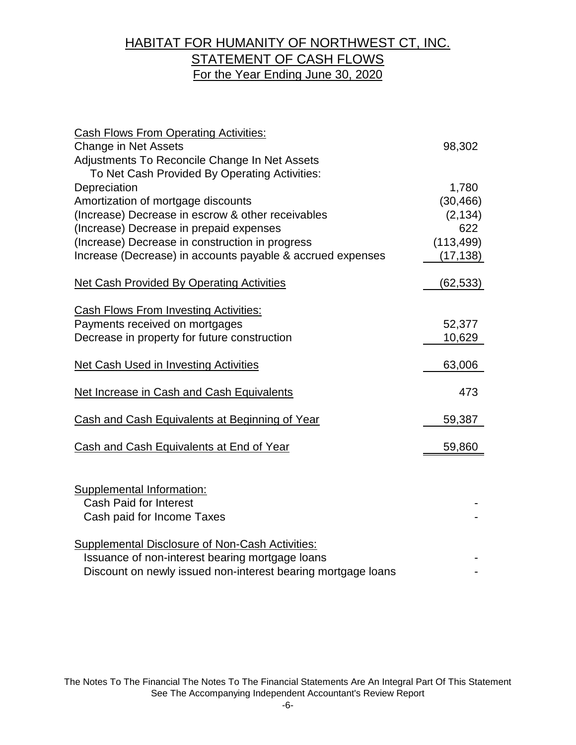# HABITAT FOR HUMANITY OF NORTHWEST CT, INC.
## STATEMENT OF CASH FLOWS
### For the Year Ending June 30, 2020

| | |
|---|---:|
| **Cash Flows From Operating Activities:** | |
| Change in Net Assets | 98,302 |
| Adjustments To Reconcile Change In Net Assets To Net Cash Provided By Operating Activities: | |
| Depreciation | 1,780 |
| Amortization of mortgage discounts | (30,466) |
| (Increase) Decrease in escrow & other receivables | (2,134) |
| (Increase) Decrease in prepaid expenses | 622 |
| (Increase) Decrease in construction in progress | (113,499) |
| Increase (Decrease) in accounts payable & accrued expenses | (17,138) |
| **Net Cash Provided By Operating Activities** | (62,533) |
| **Cash Flows From Investing Activities:** | |
| Payments received on mortgages | 52,377 |
| Decrease in property for future construction | 10,629 |
| **Net Cash Used in Investing Activities** | 63,006 |
| **Net Increase in Cash and Cash Equivalents** | 473 |
| **Cash and Cash Equivalents at Beginning of Year** | 59,387 |
| **Cash and Cash Equivalents at End of Year** | 59,860 |

| | |
|---|---:|
| **Supplemental Information:** | |
| Cash Paid for Interest | - |
| Cash paid for Income Taxes | - |
| **Supplemental Disclosure of Non-Cash Activities:** | |
| Issuance of non-interest bearing mortgage loans | - |
| Discount on newly issued non-interest bearing mortgage loans | - |

The Notes To The Financial The Notes To The Financial Statements Are An Integral Part Of This Statement
See The Accompanying Independent Accountant's Review Report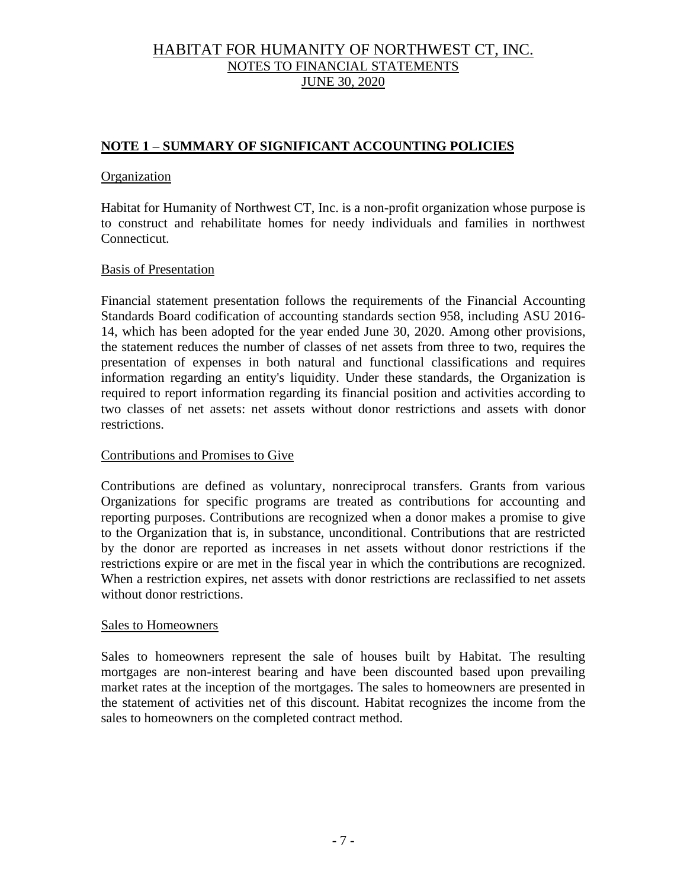# HABITAT FOR HUMANITY OF NORTHWEST CT, INC.
## NOTES TO FINANCIAL STATEMENTS
## JUNE 30, 2020

**NOTE 1 – SUMMARY OF SIGNIFICANT ACCOUNTING POLICIES**

Organization

Habitat for Humanity of Northwest CT, Inc. is a non-profit organization whose purpose is to construct and rehabilitate homes for needy individuals and families in northwest Connecticut.

Basis of Presentation

Financial statement presentation follows the requirements of the Financial Accounting Standards Board codification of accounting standards section 958, including ASU 2016-14, which has been adopted for the year ended June 30, 2020. Among other provisions, the statement reduces the number of classes of net assets from three to two, requires the presentation of expenses in both natural and functional classifications and requires information regarding an entity's liquidity. Under these standards, the Organization is required to report information regarding its financial position and activities according to two classes of net assets: net assets without donor restrictions and assets with donor restrictions.

Contributions and Promises to Give

Contributions are defined as voluntary, nonreciprocal transfers. Grants from various Organizations for specific programs are treated as contributions for accounting and reporting purposes. Contributions are recognized when a donor makes a promise to give to the Organization that is, in substance, unconditional. Contributions that are restricted by the donor are reported as increases in net assets without donor restrictions if the restrictions expire or are met in the fiscal year in which the contributions are recognized. When a restriction expires, net assets with donor restrictions are reclassified to net assets without donor restrictions.

Sales to Homeowners

Sales to homeowners represent the sale of houses built by Habitat. The resulting mortgages are non-interest bearing and have been discounted based upon prevailing market rates at the inception of the mortgages. The sales to homeowners are presented in the statement of activities net of this discount. Habitat recognizes the income from the sales to homeowners on the completed contract method.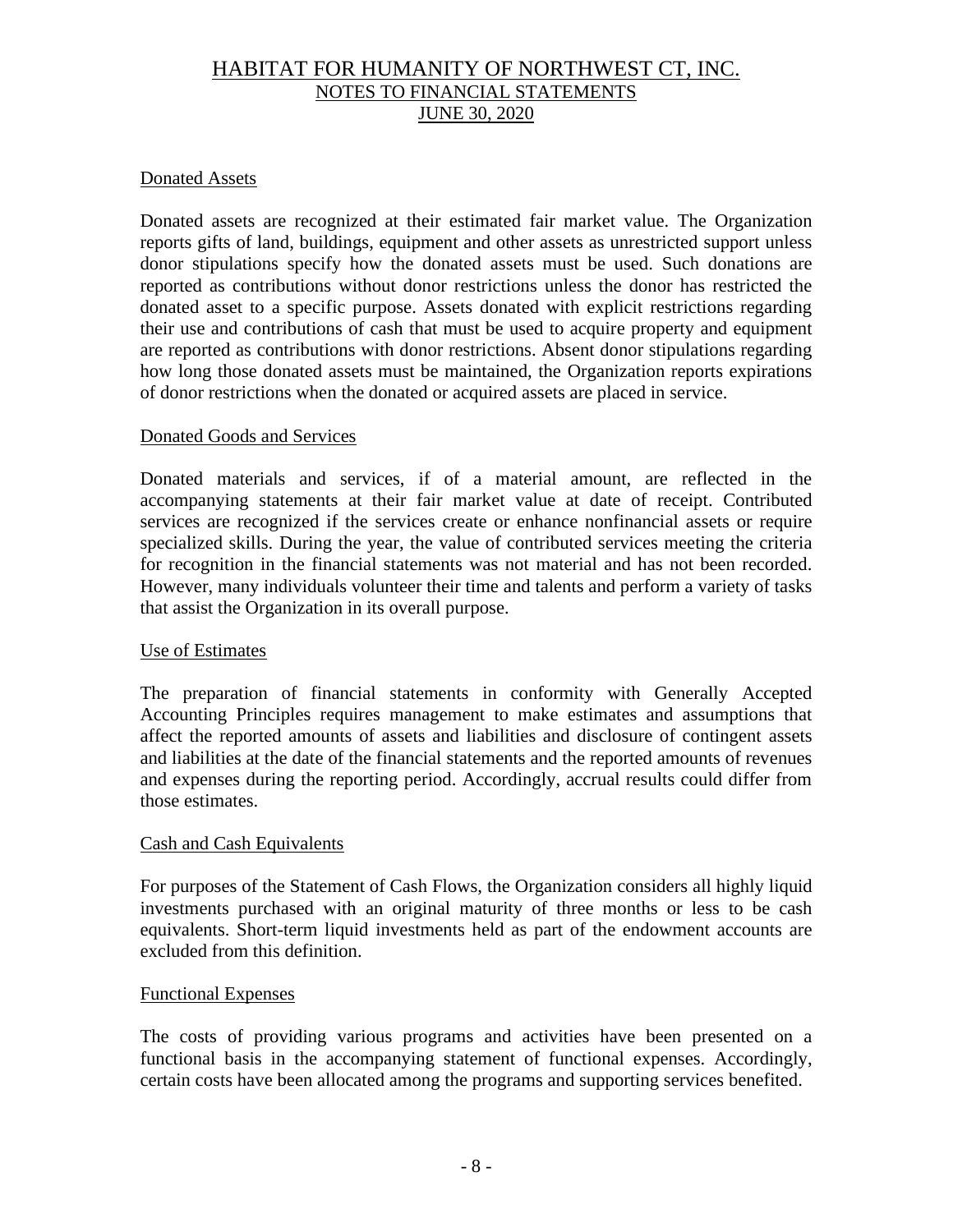### Donated Assets

Donated assets are recognized at their estimated fair market value. The Organization reports gifts of land, buildings, equipment and other assets as unrestricted support unless donor stipulations specify how the donated assets must be used. Such donations are reported as contributions without donor restrictions unless the donor has restricted the donated asset to a specific purpose. Assets donated with explicit restrictions regarding their use and contributions of cash that must be used to acquire property and equipment are reported as contributions with donor restrictions. Absent donor stipulations regarding how long those donated assets must be maintained, the Organization reports expirations of donor restrictions when the donated or acquired assets are placed in service.

### Donated Goods and Services

Donated materials and services, if of a material amount, are reflected in the accompanying statements at their fair market value at date of receipt. Contributed services are recognized if the services create or enhance nonfinancial assets or require specialized skills. During the year, the value of contributed services meeting the criteria for recognition in the financial statements was not material and has not been recorded. However, many individuals volunteer their time and talents and perform a variety of tasks that assist the Organization in its overall purpose.

### Use of Estimates

The preparation of financial statements in conformity with Generally Accepted Accounting Principles requires management to make estimates and assumptions that affect the reported amounts of assets and liabilities and disclosure of contingent assets and liabilities at the date of the financial statements and the reported amounts of revenues and expenses during the reporting period. Accordingly, accrual results could differ from those estimates.

### Cash and Cash Equivalents

For purposes of the Statement of Cash Flows, the Organization considers all highly liquid investments purchased with an original maturity of three months or less to be cash equivalents. Short-term liquid investments held as part of the endowment accounts are excluded from this definition.

### Functional Expenses

The costs of providing various programs and activities have been presented on a functional basis in the accompanying statement of functional expenses. Accordingly, certain costs have been allocated among the programs and supporting services benefited.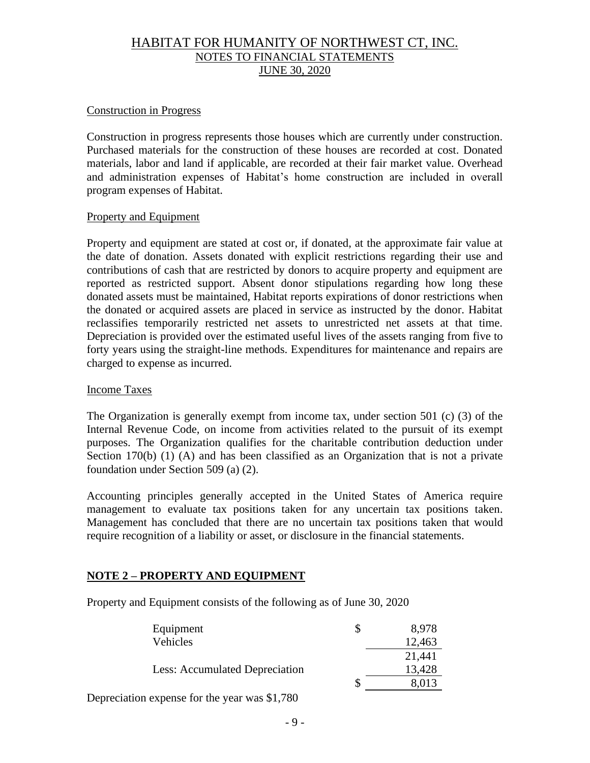### Construction in Progress

Construction in progress represents those houses which are currently under construction. Purchased materials for the construction of these houses are recorded at cost. Donated materials, labor and land if applicable, are recorded at their fair market value. Overhead and administration expenses of Habitat's home construction are included in overall program expenses of Habitat.

### Property and Equipment

Property and equipment are stated at cost or, if donated, at the approximate fair value at the date of donation. Assets donated with explicit restrictions regarding their use and contributions of cash that are restricted by donors to acquire property and equipment are reported as restricted support. Absent donor stipulations regarding how long these donated assets must be maintained, Habitat reports expirations of donor restrictions when the donated or acquired assets are placed in service as instructed by the donor. Habitat reclassifies temporarily restricted net assets to unrestricted net assets at that time. Depreciation is provided over the estimated useful lives of the assets ranging from five to forty years using the straight-line methods. Expenditures for maintenance and repairs are charged to expense as incurred.

### Income Taxes

The Organization is generally exempt from income tax, under section 501 (c) (3) of the Internal Revenue Code, on income from activities related to the pursuit of its exempt purposes. The Organization qualifies for the charitable contribution deduction under Section 170(b) (1) (A) and has been classified as an Organization that is not a private foundation under Section 509 (a) (2).

Accounting principles generally accepted in the United States of America require management to evaluate tax positions taken for any uncertain tax positions taken. Management has concluded that there are no uncertain tax positions taken that would require recognition of a liability or asset, or disclosure in the financial statements.

## NOTE 2 – PROPERTY AND EQUIPMENT

Property and Equipment consists of the following as of June 30, 2020

| | | |
|---|---|---|
| Equipment | $ | 8,978 |
| Vehicles | | 12,463 |
| | | 21,441 |
| Less: Accumulated Depreciation | | 13,428 |
| | $ | 8,013 |

Depreciation expense for the year was $1,780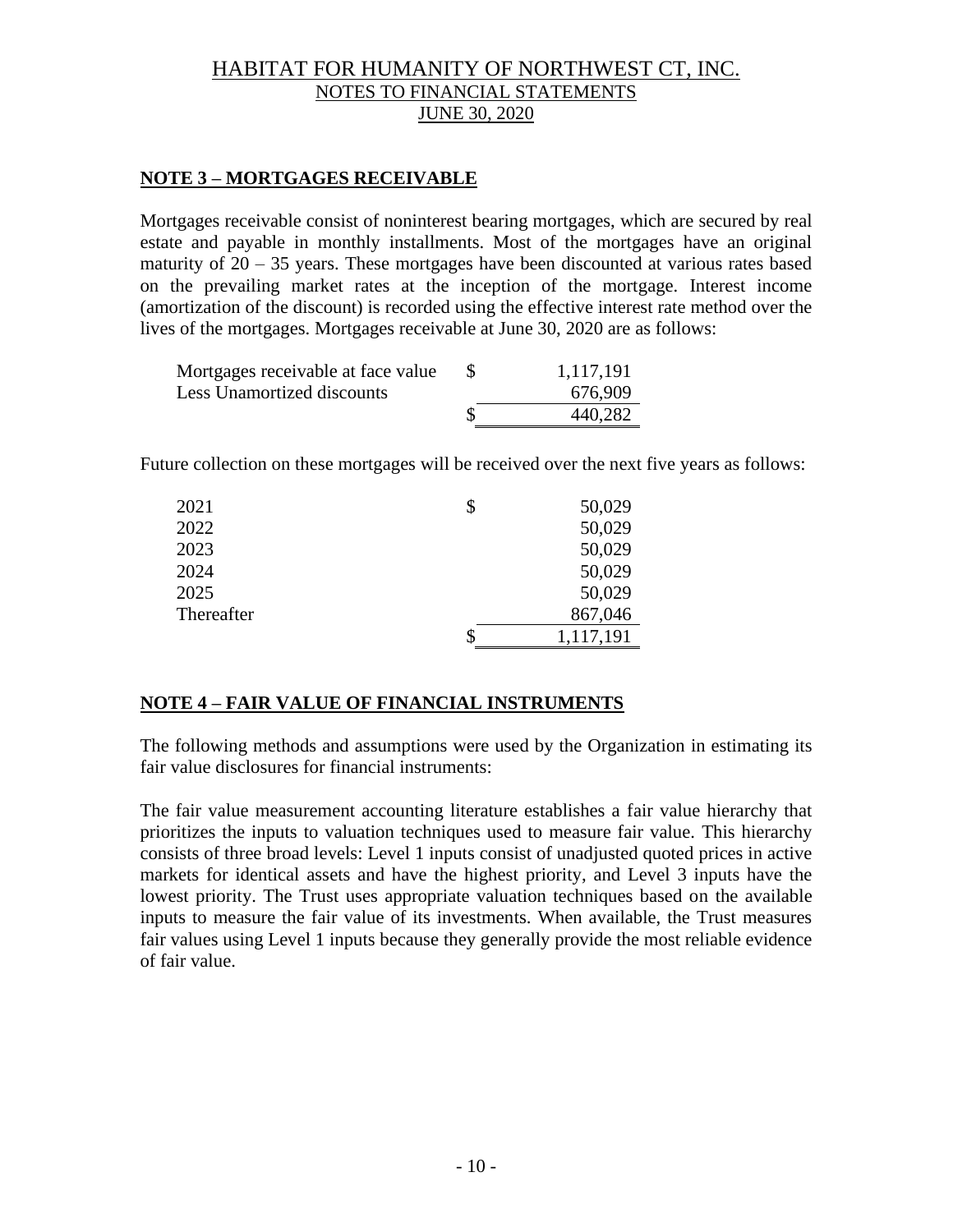## NOTE 3 – MORTGAGES RECEIVABLE

Mortgages receivable consist of noninterest bearing mortgages, which are secured by real estate and payable in monthly installments. Most of the mortgages have an original maturity of 20 – 35 years. These mortgages have been discounted at various rates based on the prevailing market rates at the inception of the mortgage. Interest income (amortization of the discount) is recorded using the effective interest rate method over the lives of the mortgages. Mortgages receivable at June 30, 2020 are as follows:

| | | |
|---|---|---|
| Mortgages receivable at face value | $ | 1,117,191 |
| Less Unamortized discounts | | 676,909 |
| | $ | 440,282 |

Future collection on these mortgages will be received over the next five years as follows:

| | | |
|---|---|---|
| 2021 | $ | 50,029 |
| 2022 | | 50,029 |
| 2023 | | 50,029 |
| 2024 | | 50,029 |
| 2025 | | 50,029 |
| Thereafter | | 867,046 |
| | $ | 1,117,191 |

## NOTE 4 – FAIR VALUE OF FINANCIAL INSTRUMENTS

The following methods and assumptions were used by the Organization in estimating its fair value disclosures for financial instruments:

The fair value measurement accounting literature establishes a fair value hierarchy that prioritizes the inputs to valuation techniques used to measure fair value. This hierarchy consists of three broad levels: Level 1 inputs consist of unadjusted quoted prices in active markets for identical assets and have the highest priority, and Level 3 inputs have the lowest priority. The Trust uses appropriate valuation techniques based on the available inputs to measure the fair value of its investments. When available, the Trust measures fair values using Level 1 inputs because they generally provide the most reliable evidence of fair value.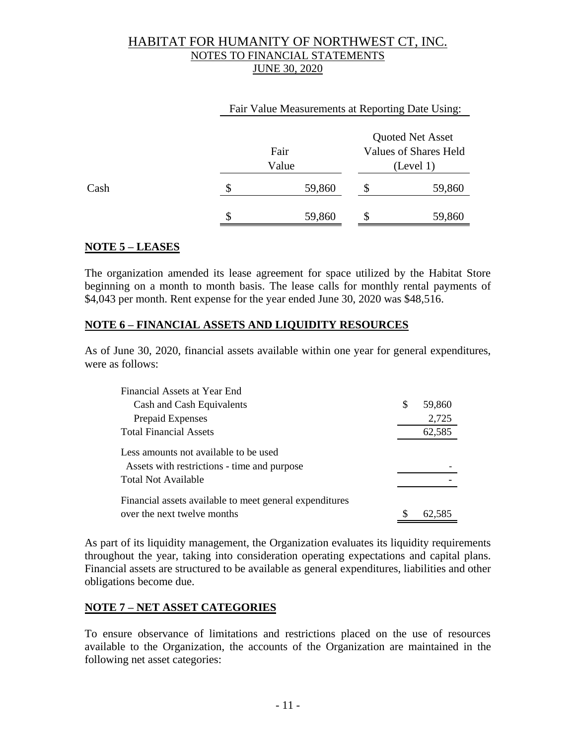| | Fair Value Measurements at Reporting Date Using: | |
|---|---|---|
| | Fair Value | Quoted Net Asset Values of Shares Held (Level 1) |
| Cash | $ 59,860 | $ 59,860 |
| | $ 59,860 | $ 59,860 |

## NOTE 5 – LEASES

The organization amended its lease agreement for space utilized by the Habitat Store beginning on a month to month basis. The lease calls for monthly rental payments of $4,043 per month. Rent expense for the year ended June 30, 2020 was $48,516.

## NOTE 6 – FINANCIAL ASSETS AND LIQUIDITY RESOURCES

As of June 30, 2020, financial assets available within one year for general expenditures, were as follows:

| | |
|---|---|
| Financial Assets at Year End | |
| Cash and Cash Equivalents | $ 59,860 |
| Prepaid Expenses | 2,725 |
| Total Financial Assets | 62,585 |
| Less amounts not available to be used | |
| Assets with restrictions - time and purpose | - |
| Total Not Available | - |
| Financial assets available to meet general expenditures over the next twelve months | $ 62,585 |

As part of its liquidity management, the Organization evaluates its liquidity requirements throughout the year, taking into consideration operating expectations and capital plans. Financial assets are structured to be available as general expenditures, liabilities and other obligations become due.

## NOTE 7 – NET ASSET CATEGORIES

To ensure observance of limitations and restrictions placed on the use of resources available to the Organization, the accounts of the Organization are maintained in the following net asset categories: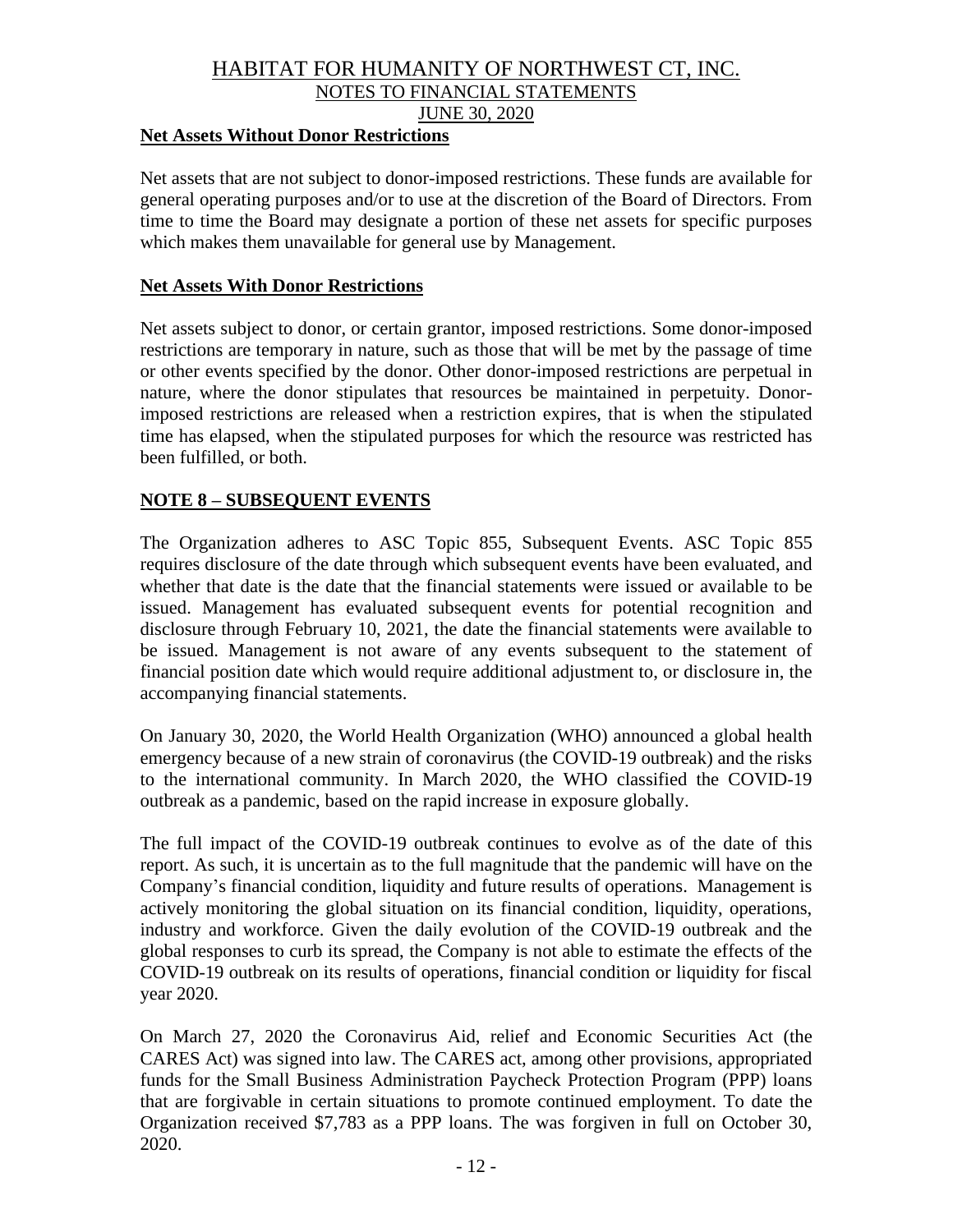**Net Assets Without Donor Restrictions**

Net assets that are not subject to donor-imposed restrictions. These funds are available for general operating purposes and/or to use at the discretion of the Board of Directors. From time to time the Board may designate a portion of these net assets for specific purposes which makes them unavailable for general use by Management.

**Net Assets With Donor Restrictions**

Net assets subject to donor, or certain grantor, imposed restrictions. Some donor-imposed restrictions are temporary in nature, such as those that will be met by the passage of time or other events specified by the donor. Other donor-imposed restrictions are perpetual in nature, where the donor stipulates that resources be maintained in perpetuity. Donor-imposed restrictions are released when a restriction expires, that is when the stipulated time has elapsed, when the stipulated purposes for which the resource was restricted has been fulfilled, or both.

## NOTE 8 – SUBSEQUENT EVENTS

The Organization adheres to ASC Topic 855, Subsequent Events. ASC Topic 855 requires disclosure of the date through which subsequent events have been evaluated, and whether that date is the date that the financial statements were issued or available to be issued. Management has evaluated subsequent events for potential recognition and disclosure through February 10, 2021, the date the financial statements were available to be issued. Management is not aware of any events subsequent to the statement of financial position date which would require additional adjustment to, or disclosure in, the accompanying financial statements.

On January 30, 2020, the World Health Organization (WHO) announced a global health emergency because of a new strain of coronavirus (the COVID-19 outbreak) and the risks to the international community. In March 2020, the WHO classified the COVID-19 outbreak as a pandemic, based on the rapid increase in exposure globally.

The full impact of the COVID-19 outbreak continues to evolve as of the date of this report. As such, it is uncertain as to the full magnitude that the pandemic will have on the Company's financial condition, liquidity and future results of operations. Management is actively monitoring the global situation on its financial condition, liquidity, operations, industry and workforce. Given the daily evolution of the COVID-19 outbreak and the global responses to curb its spread, the Company is not able to estimate the effects of the COVID-19 outbreak on its results of operations, financial condition or liquidity for fiscal year 2020.

On March 27, 2020 the Coronavirus Aid, relief and Economic Securities Act (the CARES Act) was signed into law. The CARES act, among other provisions, appropriated funds for the Small Business Administration Paycheck Protection Program (PPP) loans that are forgivable in certain situations to promote continued employment. To date the Organization received $7,783 as a PPP loans. The was forgiven in full on October 30, 2020.